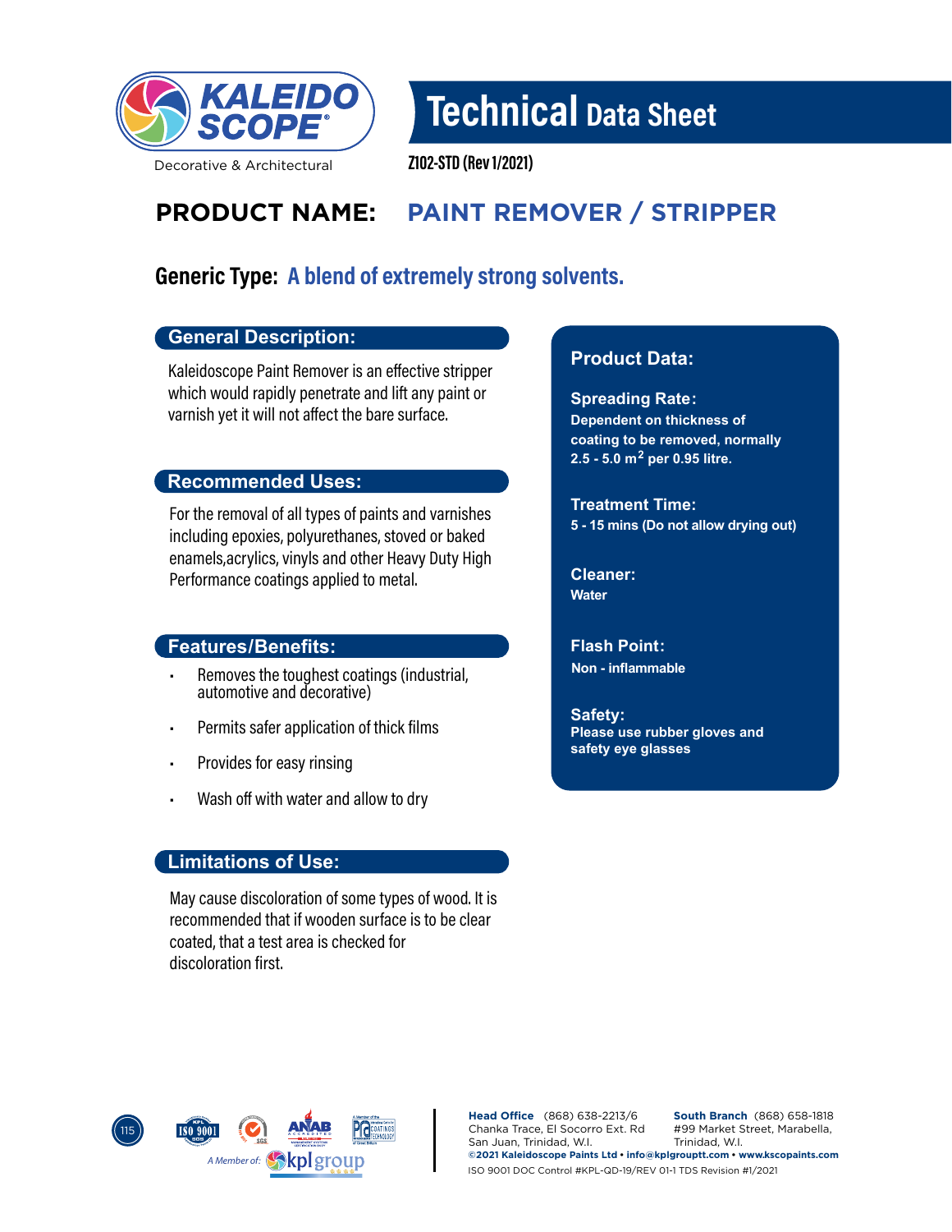KALEIDO SCOPE®

Decorative & Architectural

# Technical Data Sheet

Z102-STD (Rev 1/2021)

## PRODUCT NAME: PAINT REMOVER / STRIPPER

### Generic Type: A blend of extremely strong solvents.

### General Description:

Kaleidoscope Paint Remover is an effective stripper which would rapidly penetrate and lift any paint or varnish yet it will not affect the bare surface.

### Recommended Uses:

For the removal of all types of paints and varnishes including epoxies, polyurethanes, stoved or baked enamels,acrylics, vinyls and other Heavy Duty High Performance coatings applied to metal.

### Features/Benefits:

- Removes the toughest coatings (industrial, automotive and decorative)
- Permits safer application of thick films
- Provides for easy rinsing
- Wash off with water and allow to dry

### Limitations of Use:

May cause discoloration of some types of wood. It is recommended that if wooden surface is to be clear coated, that a test area is checked for discoloration first.

### Product Data:

**Spreading Rate:**
Dependent on thickness of coating to be removed, normally 2.5 - 5.0 $m^2$ per 0.95 litre.

**Treatment Time:**
5 - 15 mins (Do not allow drying out)

**Cleaner:**
Water

**Flash Point:**
Non - inflammable

**Safety:**
Please use rubber gloves and safety eye glasses

A Member of: kplgroup

**Head Office** (868) 638-2213/6
Chanka Trace, El Socorro Ext. Rd
San Juan, Trinidad, W.I.

**South Branch** (868) 658-1818
#99 Market Street, Marabella,
Trinidad, W.I.

**©2021 Kaleidoscope Paints Ltd • info@kplgrouptt.com • www.kscopaints.com**

ISO 9001 DOC Control #KPL-QD-19/REV 01-1 TDS Revision #1/2021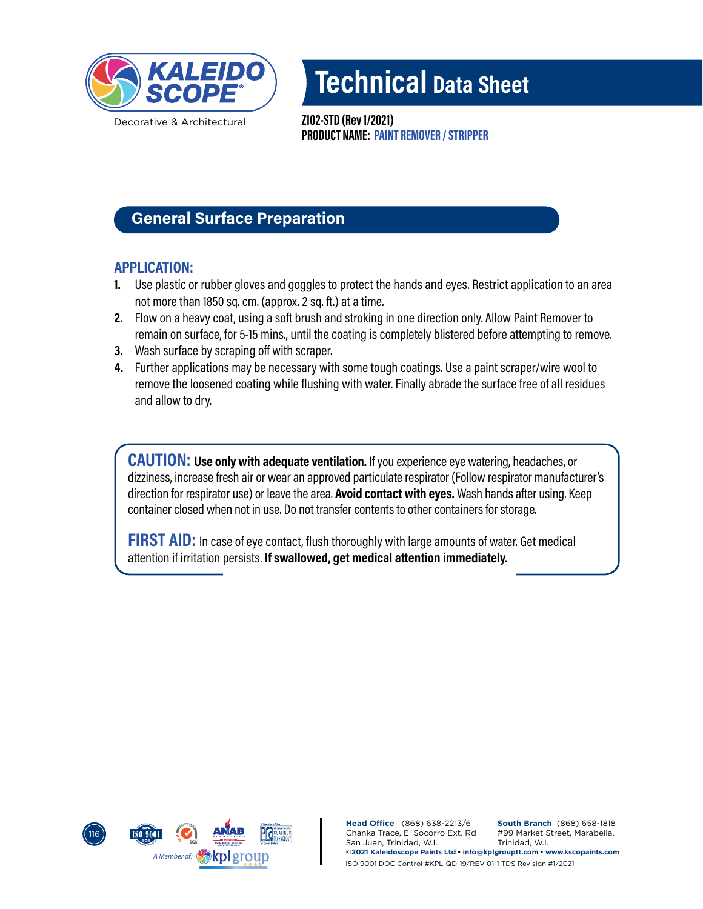# Technical Data Sheet

**Z102-STD (Rev 1/2021)**
**PRODUCT NAME: PAINT REMOVER / STRIPPER**

## General Surface Preparation

### APPLICATION:

1. Use plastic or rubber gloves and goggles to protect the hands and eyes. Restrict application to an area not more than 1850 sq. cm. (approx. 2 sq. ft.) at a time.
2. Flow on a heavy coat, using a soft brush and stroking in one direction only. Allow Paint Remover to remain on surface, for 5-15 mins., until the coating is completely blistered before attempting to remove.
3. Wash surface by scraping off with scraper.
4. Further applications may be necessary with some tough coatings. Use a paint scraper/wire wool to remove the loosened coating while flushing with water. Finally abrade the surface free of all residues and allow to dry.

**CAUTION:** **Use only with adequate ventilation.** If you experience eye watering, headaches, or dizziness, increase fresh air or wear an approved particulate respirator (Follow respirator manufacturer's direction for respirator use) or leave the area. **Avoid contact with eyes.** Wash hands after using. Keep container closed when not in use. Do not transfer contents to other containers for storage.

**FIRST AID:** In case of eye contact, flush thoroughly with large amounts of water. Get medical attention if irritation persists. **If swallowed, get medical attention immediately.**

**Head Office** (868) 638-2213/6
Chanka Trace, El Socorro Ext. Rd
San Juan, Trinidad, W.I.

**South Branch** (868) 658-1818
#99 Market Street, Marabella,
Trinidad, W.I.

**©2021 Kaleidoscope Paints Ltd • info@kplgrouptt.com • www.kscopaints.com**
ISO 9001 DOC Control #KPL-QD-19/REV 01-1 TDS Revision #1/2021